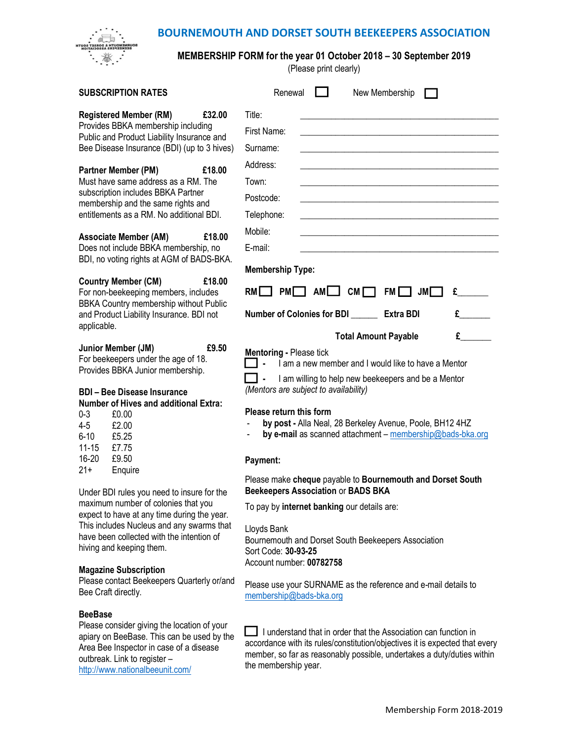# BOURNEMOUTH AND DORSET SOUTH BEEKEEPERS ASSOCIATION

## MEMBERSHIP FORM for the year 01 October 2018 – 30 September 2019

(Please print clearly)

### SUBSCRIPTION RATES

**Registered Member (RM) £32.00**
Provides BBKA membership including Public and Product Liability Insurance and Bee Disease Insurance (BDI) (up to 3 hives)

**Partner Member (PM) £18.00**
Must have same address as a RM. The subscription includes BBKA Partner membership and the same rights and entitlements as a RM. No additional BDI.

**Associate Member (AM) £18.00**
Does not include BBKA membership, no BDI, no voting rights at AGM of BADS-BKA.

**Country Member (CM) £18.00**
For non-beekeeping members, includes BBKA Country membership without Public and Product Liability Insurance. BDI not applicable.

**Junior Member (JM) £9.50**
For beekeepers under the age of 18. Provides BBKA Junior membership.

**BDI – Bee Disease Insurance**
**Number of Hives and additional Extra:**

| Hives | Extra |
|---|---|
| 0-3 | £0.00 |
| 4-5 | £2.00 |
| 6-10 | £5.25 |
| 11-15 | £7.75 |
| 16-20 | £9.50 |
| 21+ | Enquire |

Under BDI rules you need to insure for the maximum number of colonies that you expect to have at any time during the year. This includes Nucleus and any swarms that have been collected with the intention of hiving and keeping them.

**Magazine Subscription**
Please contact Beekeepers Quarterly or/and Bee Craft directly.

**BeeBase**
Please consider giving the location of your apiary on BeeBase. This can be used by the Area Bee Inspector in case of a disease outbreak. Link to register – http://www.nationalbeeunit.com/

---

Renewal ☐ New Membership ☐

Title: ______________________

First Name: ______________________

Surname: ______________________

Address: ______________________

Town: ______________________

Postcode: ______________________

Telephone: ______________________

Mobile: ______________________

E-mail: ______________________

**Membership Type:**

**RM** ☐ **PM** ☐ **AM** ☐ **CM** ☐ **FM** ☐ **JM** ☐ **£**______

**Number of Colonies for BDI** ______ **Extra BDI** **£**______

**Total Amount Payable** **£**______

**Mentoring -** Please tick

☐ - I am a new member and I would like to have a Mentor

☐ - I am willing to help new beekeepers and be a Mentor

*(Mentors are subject to availability)*

**Please return this form**

- **by post -** Alla Neal, 28 Berkeley Avenue, Poole, BH12 4HZ
- **by e-mail** as scanned attachment – membership@bads-bka.org

**Payment:**

Please make **cheque** payable to **Bournemouth and Dorset South Beekeepers Association** or **BADS BKA**

To pay by **internet banking** our details are:

Lloyds Bank
Bournemouth and Dorset South Beekeepers Association
Sort Code: **30-93-25**
Account number: **00782758**

Please use your SURNAME as the reference and e-mail details to membership@bads-bka.org

☐ I understand that in order that the Association can function in accordance with its rules/constitution/objectives it is expected that every member, so far as reasonably possible, undertakes a duty/duties within the membership year.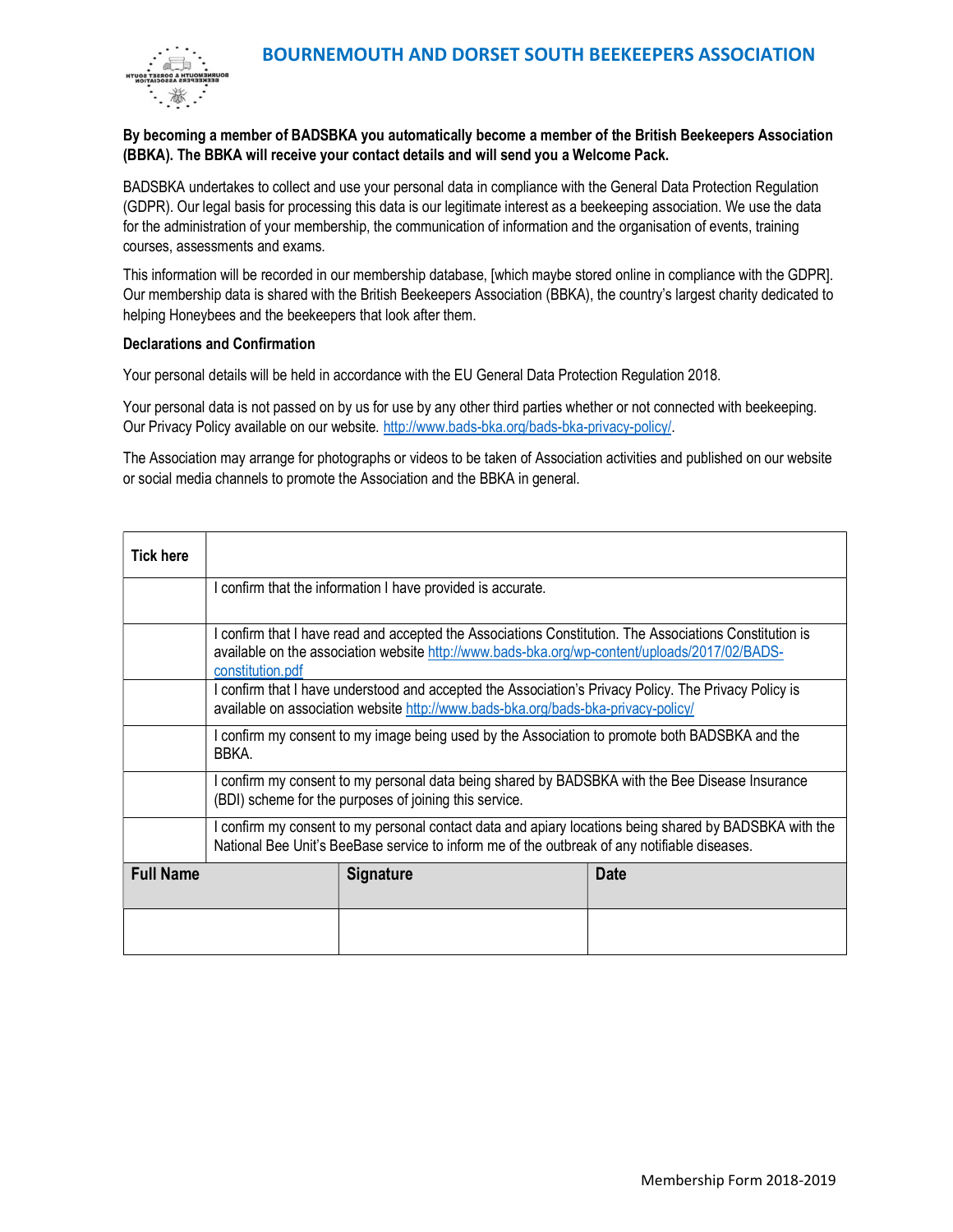# BOURNEMOUTH AND DORSET SOUTH BEEKEEPERS ASSOCIATION

**By becoming a member of BADSBKA you automatically become a member of the British Beekeepers Association (BBKA). The BBKA will receive your contact details and will send you a Welcome Pack.**

BADSBKA undertakes to collect and use your personal data in compliance with the General Data Protection Regulation (GDPR). Our legal basis for processing this data is our legitimate interest as a beekeeping association. We use the data for the administration of your membership, the communication of information and the organisation of events, training courses, assessments and exams.

This information will be recorded in our membership database, [which maybe stored online in compliance with the GDPR]. Our membership data is shared with the British Beekeepers Association (BBKA), the country's largest charity dedicated to helping Honeybees and the beekeepers that look after them.

**Declarations and Confirmation**

Your personal details will be held in accordance with the EU General Data Protection Regulation 2018.

Your personal data is not passed on by us for use by any other third parties whether or not connected with beekeeping. Our Privacy Policy available on our website. http://www.bads-bka.org/bads-bka-privacy-policy/.

The Association may arrange for photographs or videos to be taken of Association activities and published on our website or social media channels to promote the Association and the BBKA in general.

| **Tick here** | |
|---|---|
| | I confirm that the information I have provided is accurate. |
| | I confirm that I have read and accepted the Associations Constitution. The Associations Constitution is available on the association website http://www.bads-bka.org/wp-content/uploads/2017/02/BADS-constitution.pdf |
| | I confirm that I have understood and accepted the Association's Privacy Policy. The Privacy Policy is available on association website http://www.bads-bka.org/bads-bka-privacy-policy/ |
| | I confirm my consent to my image being used by the Association to promote both BADSBKA and the BBKA. |
| | I confirm my consent to my personal data being shared by BADSBKA with the Bee Disease Insurance (BDI) scheme for the purposes of joining this service. |
| | I confirm my consent to my personal contact data and apiary locations being shared by BADSBKA with the National Bee Unit's BeeBase service to inform me of the outbreak of any notifiable diseases. |

| **Full Name** | **Signature** | **Date** |
|---|---|---|
| | | |

Membership Form 2018-2019